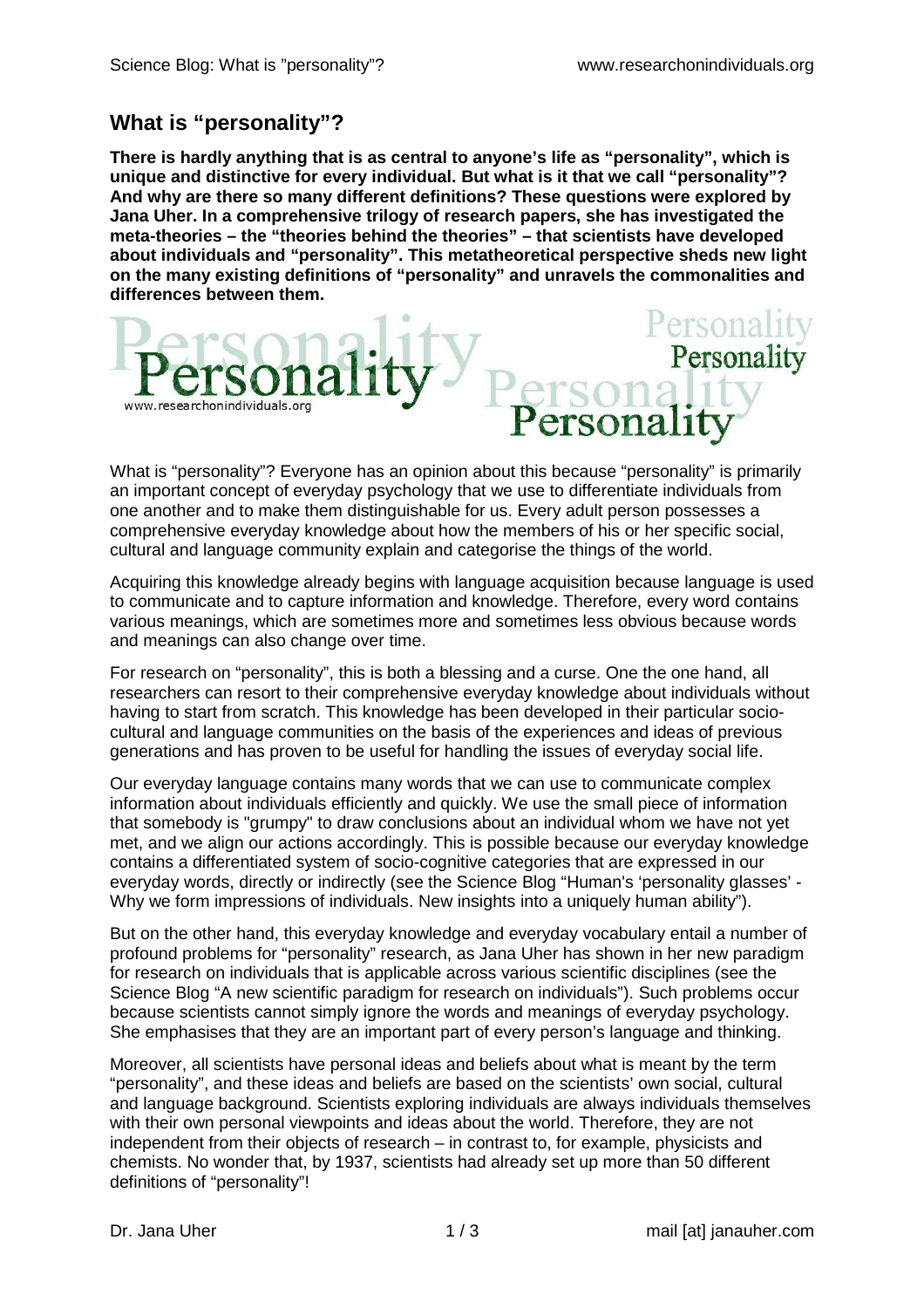## What is "personality"?

**There is hardly anything that is as central to anyone's life as "personality", which is unique and distinctive for every individual. But what is it that we call "personality"? And why are there so many different definitions? These questions were explored by Jana Uher. In a comprehensive trilogy of research papers, she has investigated the meta-theories – the "theories behind the theories" – that scientists have developed about individuals and "personality". This metatheoretical perspective sheds new light on the many existing definitions of "personality" and unravels the commonalities and differences between them.**

What is "personality"? Everyone has an opinion about this because "personality" is primarily an important concept of everyday psychology that we use to differentiate individuals from one another and to make them distinguishable for us. Every adult person possesses a comprehensive everyday knowledge about how the members of his or her specific social, cultural and language community explain and categorise the things of the world.

Acquiring this knowledge already begins with language acquisition because language is used to communicate and to capture information and knowledge. Therefore, every word contains various meanings, which are sometimes more and sometimes less obvious because words and meanings can also change over time.

For research on "personality", this is both a blessing and a curse. One the one hand, all researchers can resort to their comprehensive everyday knowledge about individuals without having to start from scratch. This knowledge has been developed in their particular socio-cultural and language communities on the basis of the experiences and ideas of previous generations and has proven to be useful for handling the issues of everyday social life.

Our everyday language contains many words that we can use to communicate complex information about individuals efficiently and quickly. We use the small piece of information that somebody is "grumpy" to draw conclusions about an individual whom we have not yet met, and we align our actions accordingly. This is possible because our everyday knowledge contains a differentiated system of socio-cognitive categories that are expressed in our everyday words, directly or indirectly (see the Science Blog "Human's 'personality glasses' - Why we form impressions of individuals. New insights into a uniquely human ability").

But on the other hand, this everyday knowledge and everyday vocabulary entail a number of profound problems for "personality" research, as Jana Uher has shown in her new paradigm for research on individuals that is applicable across various scientific disciplines (see the Science Blog "A new scientific paradigm for research on individuals"). Such problems occur because scientists cannot simply ignore the words and meanings of everyday psychology. She emphasises that they are an important part of every person's language and thinking.

Moreover, all scientists have personal ideas and beliefs about what is meant by the term "personality", and these ideas and beliefs are based on the scientists' own social, cultural and language background. Scientists exploring individuals are always individuals themselves with their own personal viewpoints and ideas about the world. Therefore, they are not independent from their objects of research – in contrast to, for example, physicists and chemists. No wonder that, by 1937, scientists had already set up more than 50 different definitions of "personality"!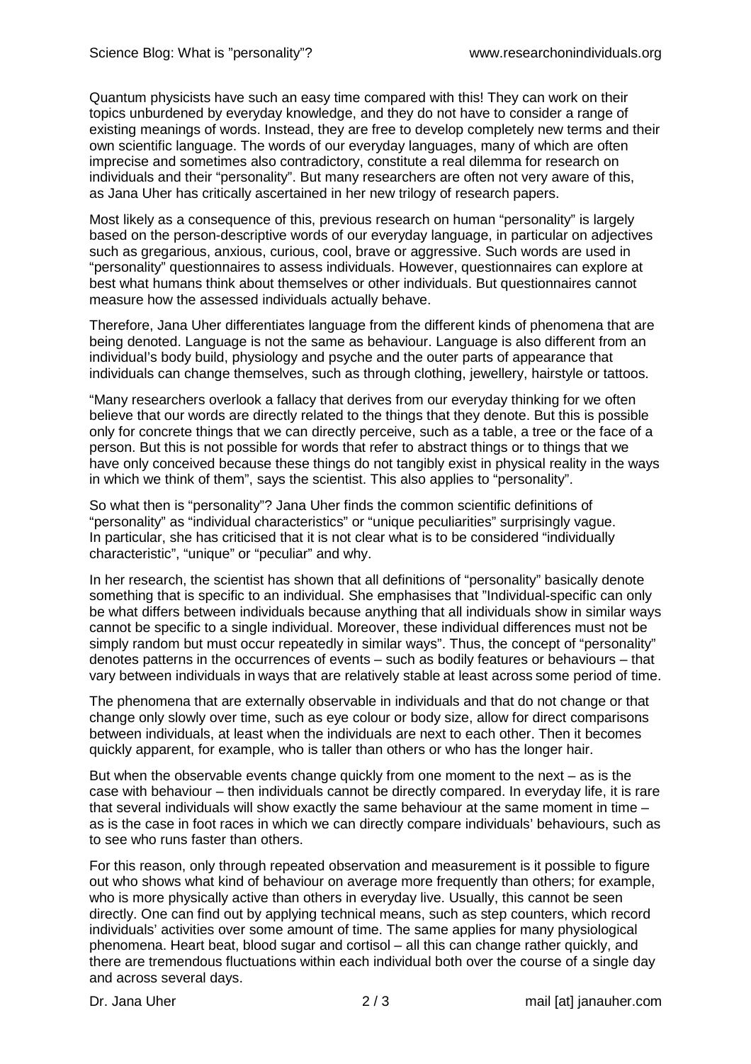Quantum physicists have such an easy time compared with this! They can work on their topics unburdened by everyday knowledge, and they do not have to consider a range of existing meanings of words. Instead, they are free to develop completely new terms and their own scientific language. The words of our everyday languages, many of which are often imprecise and sometimes also contradictory, constitute a real dilemma for research on individuals and their "personality". But many researchers are often not very aware of this, as Jana Uher has critically ascertained in her new trilogy of research papers.

Most likely as a consequence of this, previous research on human "personality" is largely based on the person-descriptive words of our everyday language, in particular on adjectives such as gregarious, anxious, curious, cool, brave or aggressive. Such words are used in "personality" questionnaires to assess individuals. However, questionnaires can explore at best what humans think about themselves or other individuals. But questionnaires cannot measure how the assessed individuals actually behave.

Therefore, Jana Uher differentiates language from the different kinds of phenomena that are being denoted. Language is not the same as behaviour. Language is also different from an individual's body build, physiology and psyche and the outer parts of appearance that individuals can change themselves, such as through clothing, jewellery, hairstyle or tattoos.

"Many researchers overlook a fallacy that derives from our everyday thinking for we often believe that our words are directly related to the things that they denote. But this is possible only for concrete things that we can directly perceive, such as a table, a tree or the face of a person. But this is not possible for words that refer to abstract things or to things that we have only conceived because these things do not tangibly exist in physical reality in the ways in which we think of them", says the scientist. This also applies to "personality".

So what then is "personality"? Jana Uher finds the common scientific definitions of "personality" as "individual characteristics" or "unique peculiarities" surprisingly vague. In particular, she has criticised that it is not clear what is to be considered "individually characteristic", "unique" or "peculiar" and why.

In her research, the scientist has shown that all definitions of "personality" basically denote something that is specific to an individual. She emphasises that "Individual-specific can only be what differs between individuals because anything that all individuals show in similar ways cannot be specific to a single individual. Moreover, these individual differences must not be simply random but must occur repeatedly in similar ways". Thus, the concept of "personality" denotes patterns in the occurrences of events – such as bodily features or behaviours – that vary between individuals in ways that are relatively stable at least across some period of time.

The phenomena that are externally observable in individuals and that do not change or that change only slowly over time, such as eye colour or body size, allow for direct comparisons between individuals, at least when the individuals are next to each other. Then it becomes quickly apparent, for example, who is taller than others or who has the longer hair.

But when the observable events change quickly from one moment to the next – as is the case with behaviour – then individuals cannot be directly compared. In everyday life, it is rare that several individuals will show exactly the same behaviour at the same moment in time – as is the case in foot races in which we can directly compare individuals' behaviours, such as to see who runs faster than others.

For this reason, only through repeated observation and measurement is it possible to figure out who shows what kind of behaviour on average more frequently than others; for example, who is more physically active than others in everyday live. Usually, this cannot be seen directly. One can find out by applying technical means, such as step counters, which record individuals' activities over some amount of time. The same applies for many physiological phenomena. Heart beat, blood sugar and cortisol – all this can change rather quickly, and there are tremendous fluctuations within each individual both over the course of a single day and across several days.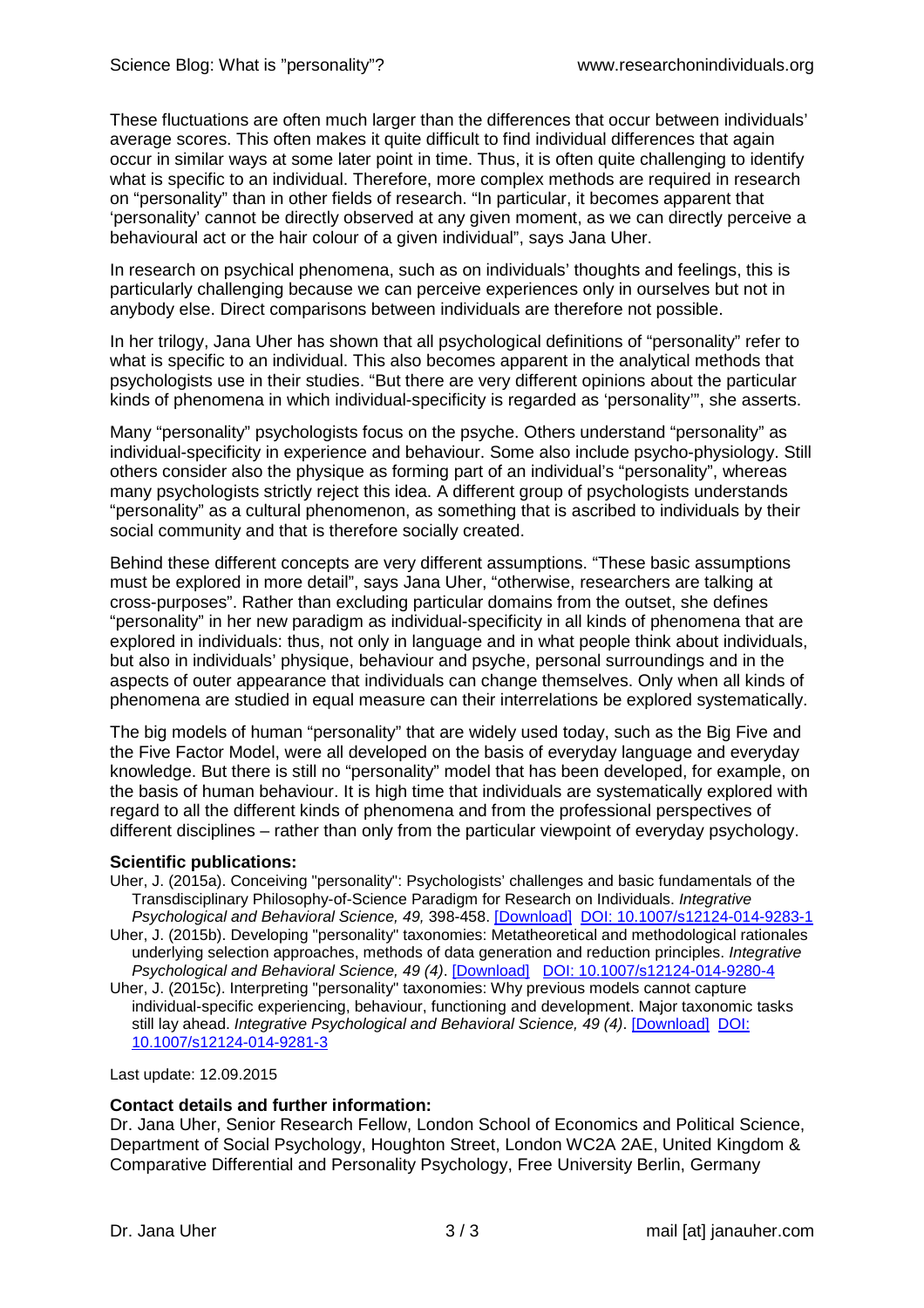These fluctuations are often much larger than the differences that occur between individuals' average scores. This often makes it quite difficult to find individual differences that again occur in similar ways at some later point in time. Thus, it is often quite challenging to identify what is specific to an individual. Therefore, more complex methods are required in research on "personality" than in other fields of research. "In particular, it becomes apparent that 'personality' cannot be directly observed at any given moment, as we can directly perceive a behavioural act or the hair colour of a given individual", says Jana Uher.

In research on psychical phenomena, such as on individuals' thoughts and feelings, this is particularly challenging because we can perceive experiences only in ourselves but not in anybody else. Direct comparisons between individuals are therefore not possible.

In her trilogy, Jana Uher has shown that all psychological definitions of "personality" refer to what is specific to an individual. This also becomes apparent in the analytical methods that psychologists use in their studies. "But there are very different opinions about the particular kinds of phenomena in which individual-specificity is regarded as 'personality'", she asserts.

Many "personality" psychologists focus on the psyche. Others understand "personality" as individual-specificity in experience and behaviour. Some also include psycho-physiology. Still others consider also the physique as forming part of an individual's "personality", whereas many psychologists strictly reject this idea. A different group of psychologists understands "personality" as a cultural phenomenon, as something that is ascribed to individuals by their social community and that is therefore socially created.

Behind these different concepts are very different assumptions. "These basic assumptions must be explored in more detail", says Jana Uher, "otherwise, researchers are talking at cross-purposes". Rather than excluding particular domains from the outset, she defines "personality" in her new paradigm as individual-specificity in all kinds of phenomena that are explored in individuals: thus, not only in language and in what people think about individuals, but also in individuals' physique, behaviour and psyche, personal surroundings and in the aspects of outer appearance that individuals can change themselves. Only when all kinds of phenomena are studied in equal measure can their interrelations be explored systematically.

The big models of human "personality" that are widely used today, such as the Big Five and the Five Factor Model, were all developed on the basis of everyday language and everyday knowledge. But there is still no "personality" model that has been developed, for example, on the basis of human behaviour. It is high time that individuals are systematically explored with regard to all the different kinds of phenomena and from the professional perspectives of different disciplines – rather than only from the particular viewpoint of everyday psychology.

### Scientific publications:

Uher, J. (2015a). Conceiving "personality": Psychologists' challenges and basic fundamentals of the Transdisciplinary Philosophy-of-Science Paradigm for Research on Individuals. *Integrative Psychological and Behavioral Science, 49,* 398-458. [Download] DOI: 10.1007/s12124-014-9283-1

Uher, J. (2015b). Developing "personality" taxonomies: Metatheoretical and methodological rationales underlying selection approaches, methods of data generation and reduction principles. *Integrative Psychological and Behavioral Science, 49 (4)*. [Download] DOI: 10.1007/s12124-014-9280-4

Uher, J. (2015c). Interpreting "personality" taxonomies: Why previous models cannot capture individual-specific experiencing, behaviour, functioning and development. Major taxonomic tasks still lay ahead. *Integrative Psychological and Behavioral Science, 49 (4)*. [Download] DOI: 10.1007/s12124-014-9281-3

Last update: 12.09.2015

### Contact details and further information:

Dr. Jana Uher, Senior Research Fellow, London School of Economics and Political Science, Department of Social Psychology, Houghton Street, London WC2A 2AE, United Kingdom & Comparative Differential and Personality Psychology, Free University Berlin, Germany